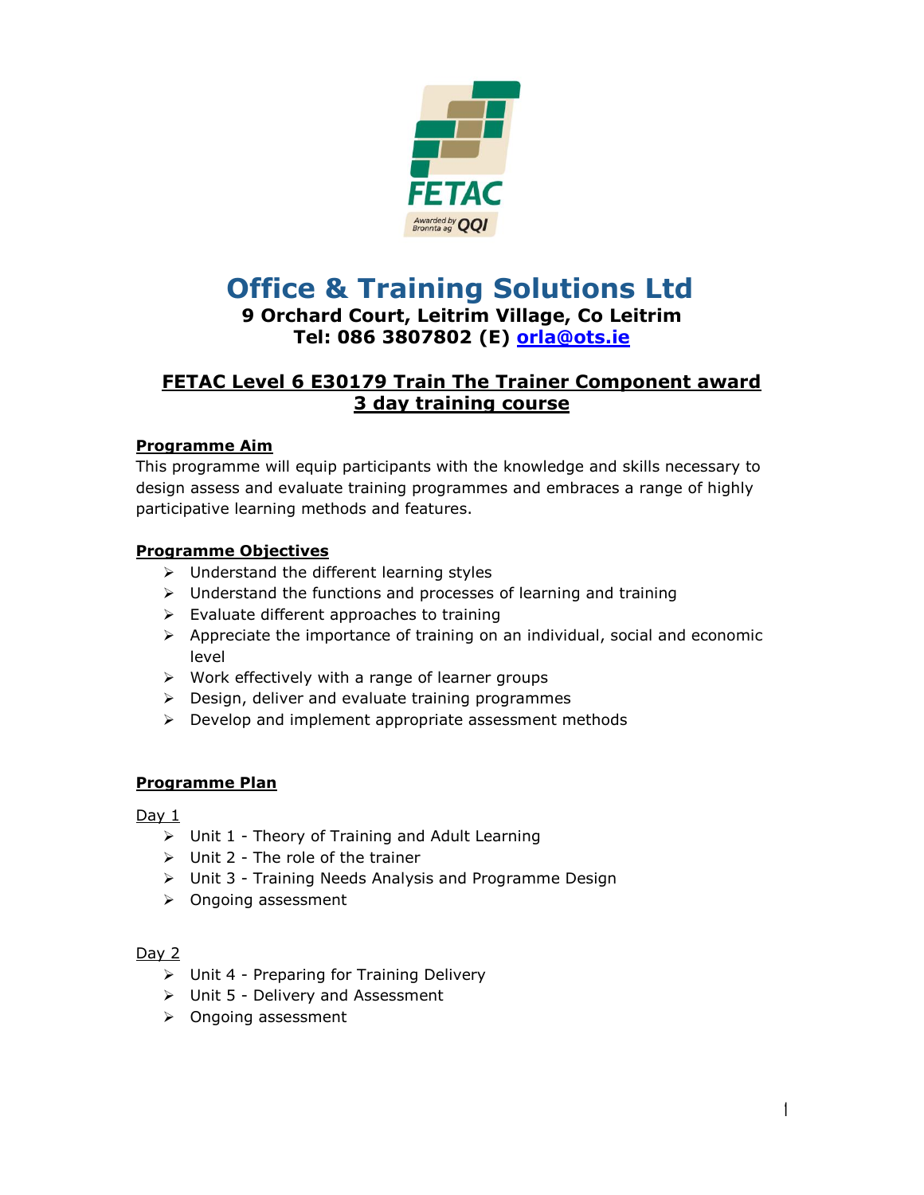# Office & Training Solutions Ltd

**9 Orchard Court, Leitrim Village, Co Leitrim**
**Tel: 086 3807802 (E) [orla@ots.ie](mailto:orla@ots.ie)**

## FETAC Level 6 E30179 Train The Trainer Component award
## 3 day training course

### Programme Aim

This programme will equip participants with the knowledge and skills necessary to design assess and evaluate training programmes and embraces a range of highly participative learning methods and features.

### Programme Objectives

- Understand the different learning styles
- Understand the functions and processes of learning and training
- Evaluate different approaches to training
- Appreciate the importance of training on an individual, social and economic level
- Work effectively with a range of learner groups
- Design, deliver and evaluate training programmes
- Develop and implement appropriate assessment methods

### Programme Plan

Day 1

- Unit 1 - Theory of Training and Adult Learning
- Unit 2 - The role of the trainer
- Unit 3 - Training Needs Analysis and Programme Design
- Ongoing assessment

Day 2

- Unit 4 - Preparing for Training Delivery
- Unit 5 - Delivery and Assessment
- Ongoing assessment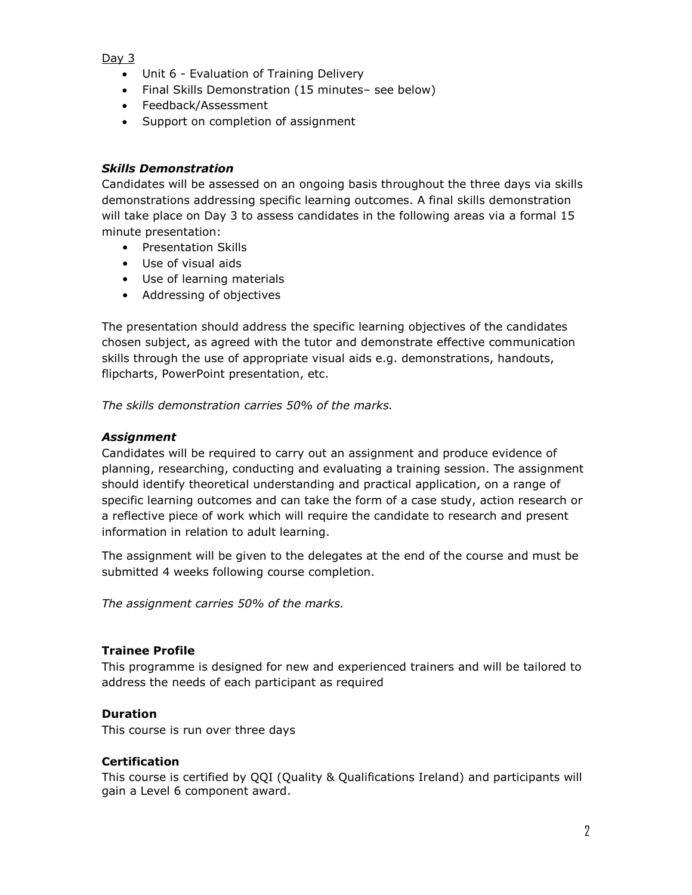Day 3

- Unit 6 - Evaluation of Training Delivery
- Final Skills Demonstration (15 minutes– see below)
- Feedback/Assessment
- Support on completion of assignment

### *Skills Demonstration*

Candidates will be assessed on an ongoing basis throughout the three days via skills demonstrations addressing specific learning outcomes. A final skills demonstration will take place on Day 3 to assess candidates in the following areas via a formal 15 minute presentation:

- Presentation Skills
- Use of visual aids
- Use of learning materials
- Addressing of objectives

The presentation should address the specific learning objectives of the candidates chosen subject, as agreed with the tutor and demonstrate effective communication skills through the use of appropriate visual aids e.g. demonstrations, handouts, flipcharts, PowerPoint presentation, etc.

*The skills demonstration carries 50% of the marks.*

### *Assignment*

Candidates will be required to carry out an assignment and produce evidence of planning, researching, conducting and evaluating a training session. The assignment should identify theoretical understanding and practical application, on a range of specific learning outcomes and can take the form of a case study, action research or a reflective piece of work which will require the candidate to research and present information in relation to adult learning.

The assignment will be given to the delegates at the end of the course and must be submitted 4 weeks following course completion.

*The assignment carries 50% of the marks.*

### Trainee Profile

This programme is designed for new and experienced trainers and will be tailored to address the needs of each participant as required

### Duration

This course is run over three days

### Certification

This course is certified by QQI (Quality & Qualifications Ireland) and participants will gain a Level 6 component award.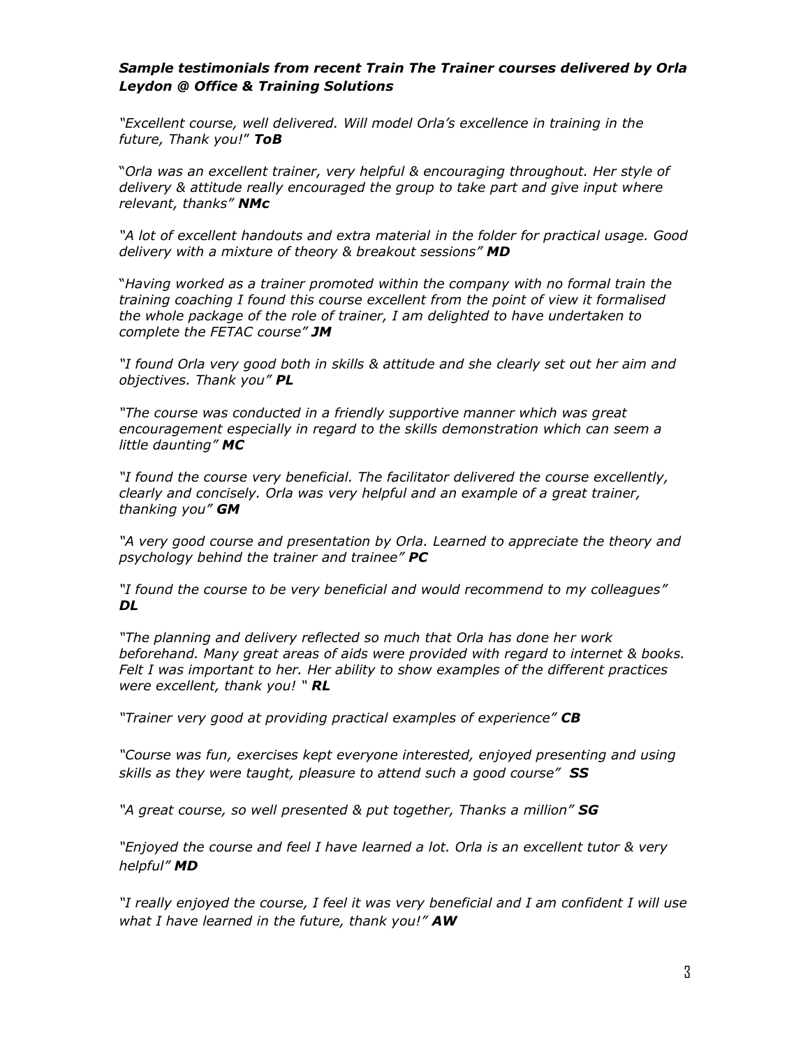***Sample testimonials from recent Train The Trainer courses delivered by Orla Leydon @ Office & Training Solutions***

*"Excellent course, well delivered. Will model Orla's excellence in training in the future, Thank you!"* ***ToB***

*"Orla was an excellent trainer, very helpful & encouraging throughout. Her style of delivery & attitude really encouraged the group to take part and give input where relevant, thanks"* ***NMc***

*"A lot of excellent handouts and extra material in the folder for practical usage. Good delivery with a mixture of theory & breakout sessions"* ***MD***

*"Having worked as a trainer promoted within the company with no formal train the training coaching I found this course excellent from the point of view it formalised the whole package of the role of trainer, I am delighted to have undertaken to complete the FETAC course"* ***JM***

*"I found Orla very good both in skills & attitude and she clearly set out her aim and objectives. Thank you"* ***PL***

*"The course was conducted in a friendly supportive manner which was great encouragement especially in regard to the skills demonstration which can seem a little daunting"* ***MC***

*"I found the course very beneficial. The facilitator delivered the course excellently, clearly and concisely. Orla was very helpful and an example of a great trainer, thanking you"* ***GM***

*"A very good course and presentation by Orla. Learned to appreciate the theory and psychology behind the trainer and trainee"* ***PC***

*"I found the course to be very beneficial and would recommend to my colleagues"* ***DL***

*"The planning and delivery reflected so much that Orla has done her work beforehand. Many great areas of aids were provided with regard to internet & books. Felt I was important to her. Her ability to show examples of the different practices were excellent, thank you! "* ***RL***

*"Trainer very good at providing practical examples of experience"* ***CB***

*"Course was fun, exercises kept everyone interested, enjoyed presenting and using skills as they were taught, pleasure to attend such a good course"* ***SS***

*"A great course, so well presented & put together, Thanks a million"* ***SG***

*"Enjoyed the course and feel I have learned a lot. Orla is an excellent tutor & very helpful"* ***MD***

*"I really enjoyed the course, I feel it was very beneficial and I am confident I will use what I have learned in the future, thank you!"* ***AW***